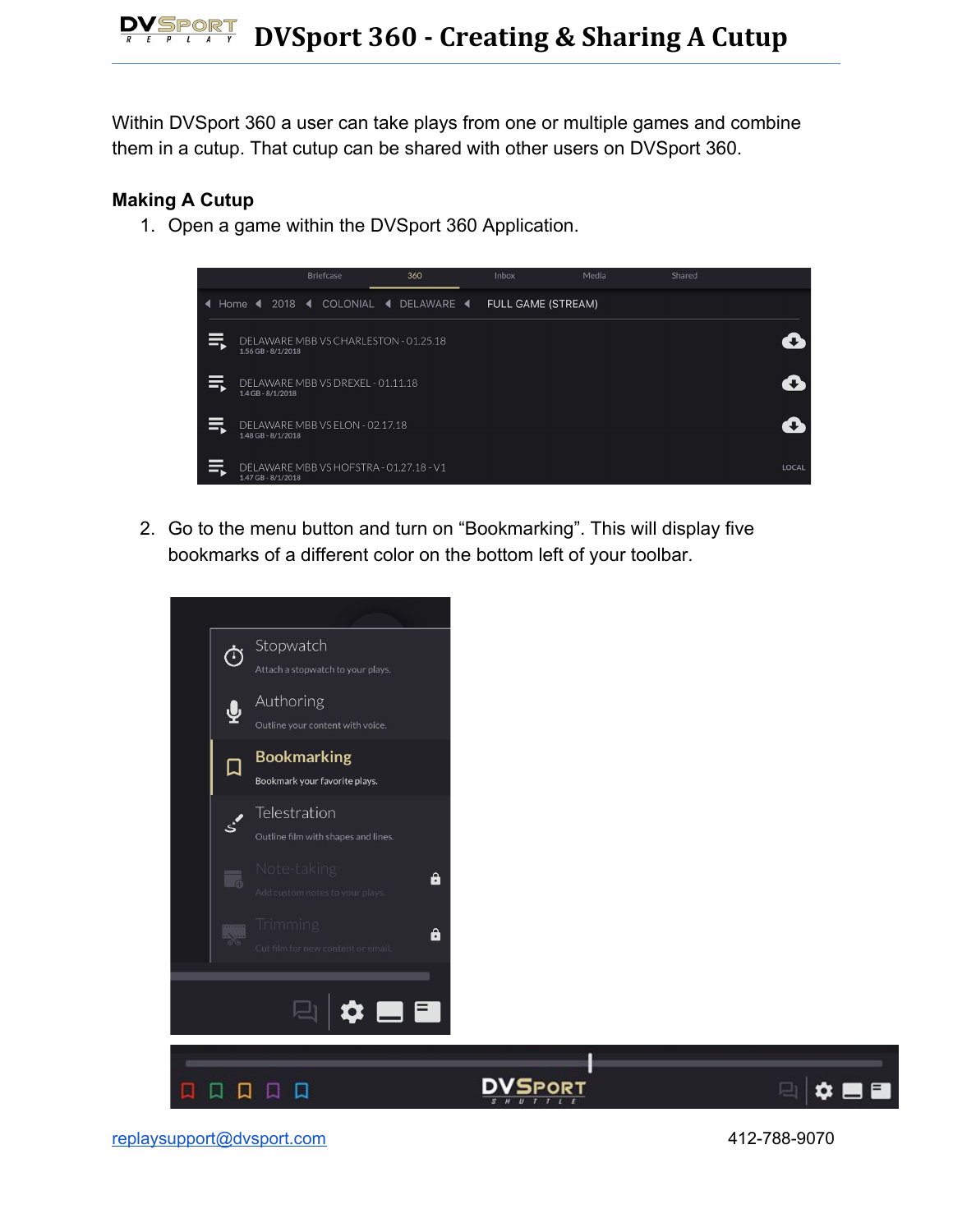# DVSport 360 - Creating & Sharing A Cutup

Within DVSport 360 a user can take plays from one or multiple games and combine them in a cutup. That cutup can be shared with other users on DVSport 360.

**Making A Cutup**

1. Open a game within the DVSport 360 Application.

2. Go to the menu button and turn on "Bookmarking". This will display five bookmarks of a different color on the bottom left of your toolbar.

replaysupport@dvsport.com 412-788-9070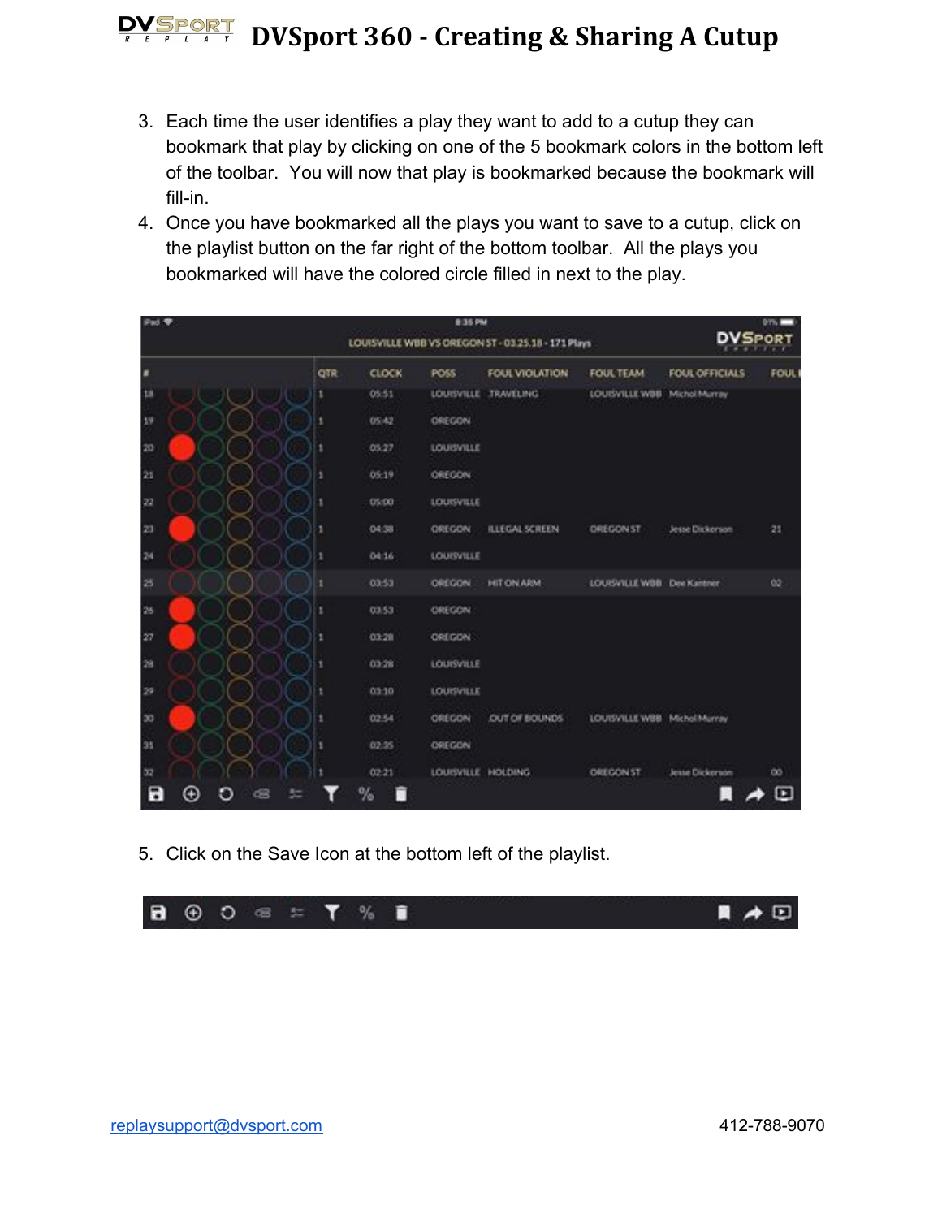3. Each time the user identifies a play they want to add to a cutup they can bookmark that play by clicking on one of the 5 bookmark colors in the bottom left of the toolbar. You will now that play is bookmarked because the bookmark will fill-in.
4. Once you have bookmarked all the plays you want to save to a cutup, click on the playlist button on the far right of the bottom toolbar. All the plays you bookmarked will have the colored circle filled in next to the play.

5. Click on the Save Icon at the bottom left of the playlist.

[replaysupport@dvsport.com](mailto:replaysupport@dvsport.com) 412-788-9070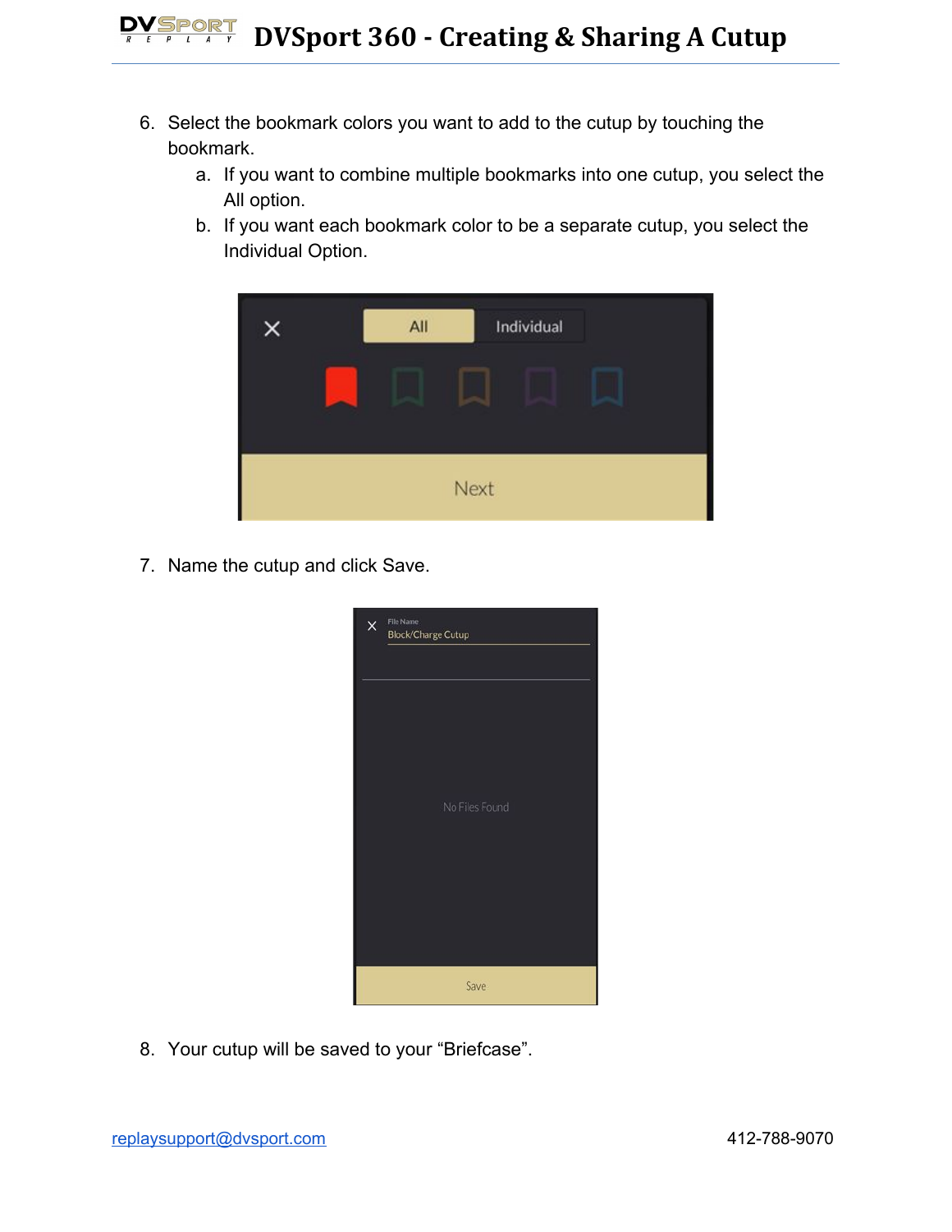6. Select the bookmark colors you want to add to the cutup by touching the bookmark.
   a. If you want to combine multiple bookmarks into one cutup, you select the All option.
   b. If you want each bookmark color to be a separate cutup, you select the Individual Option.

7. Name the cutup and click Save.

8. Your cutup will be saved to your "Briefcase".

replaysupport@dvsport.com 412-788-9070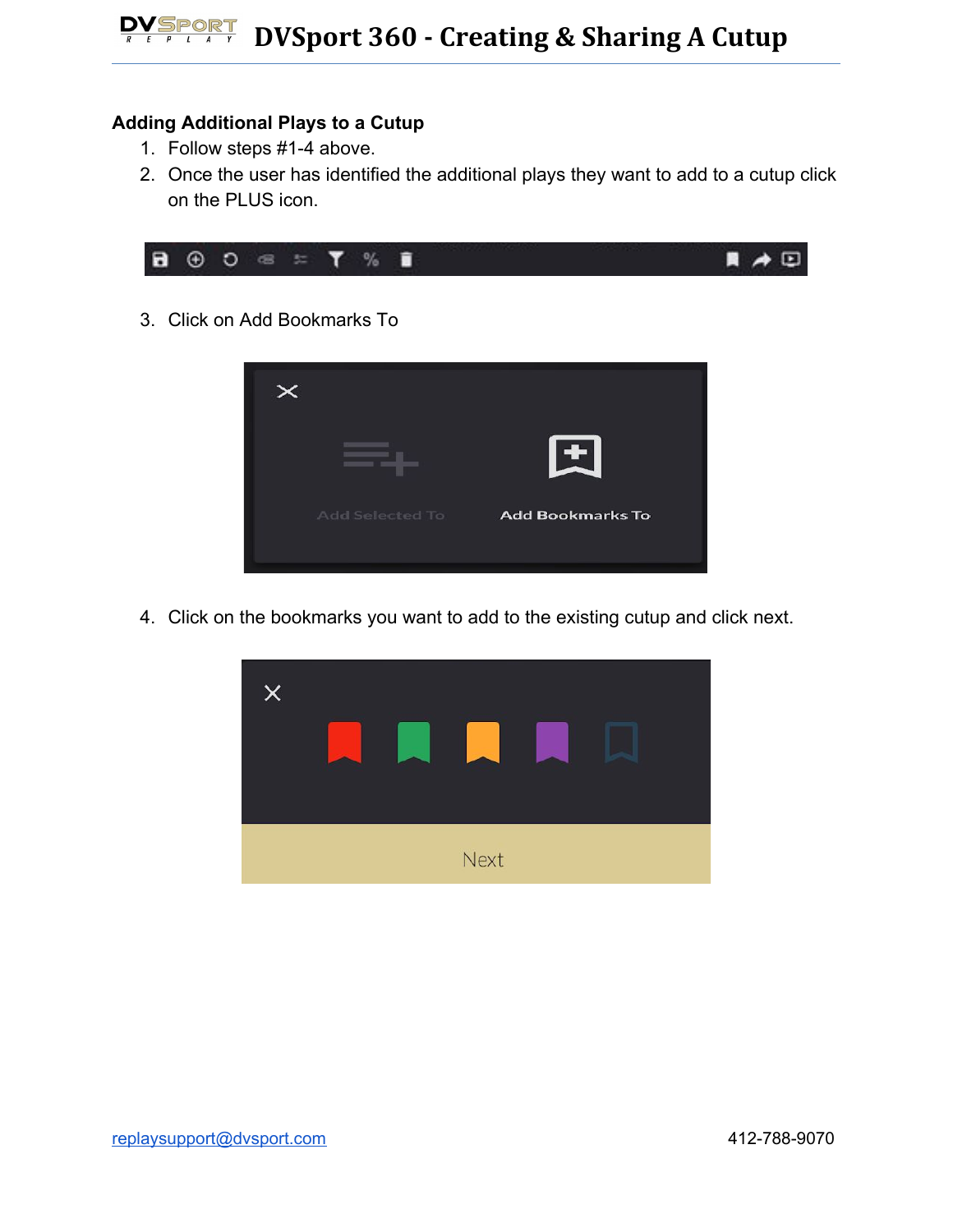### Adding Additional Plays to a Cutup

1. Follow steps #1-4 above.
2. Once the user has identified the additional plays they want to add to a cutup click on the PLUS icon.
3. Click on Add Bookmarks To
4. Click on the bookmarks you want to add to the existing cutup and click next.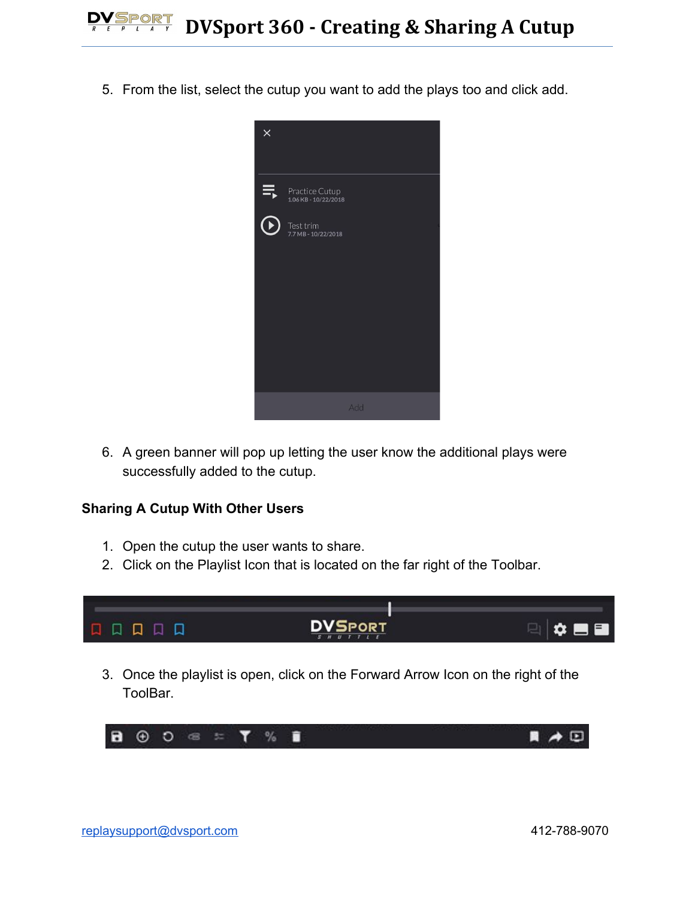5. From the list, select the cutup you want to add the plays too and click add.

6. A green banner will pop up letting the user know the additional plays were successfully added to the cutup.

**Sharing A Cutup With Other Users**

1. Open the cutup the user wants to share.
2. Click on the Playlist Icon that is located on the far right of the Toolbar.

3. Once the playlist is open, click on the Forward Arrow Icon on the right of the ToolBar.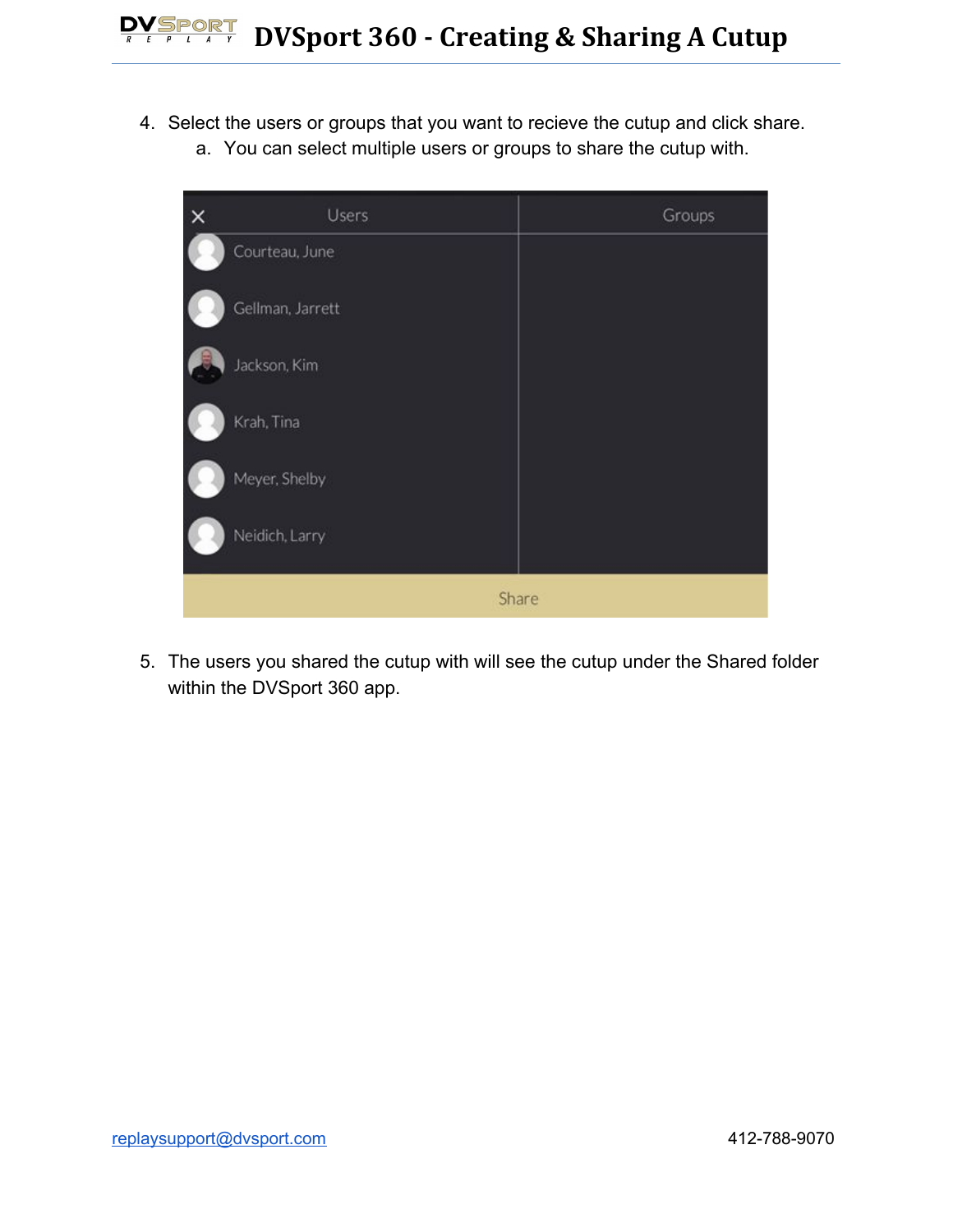4. Select the users or groups that you want to recieve the cutup and click share.
   a. You can select multiple users or groups to share the cutup with.

5. The users you shared the cutup with will see the cutup under the Shared folder within the DVSport 360 app.